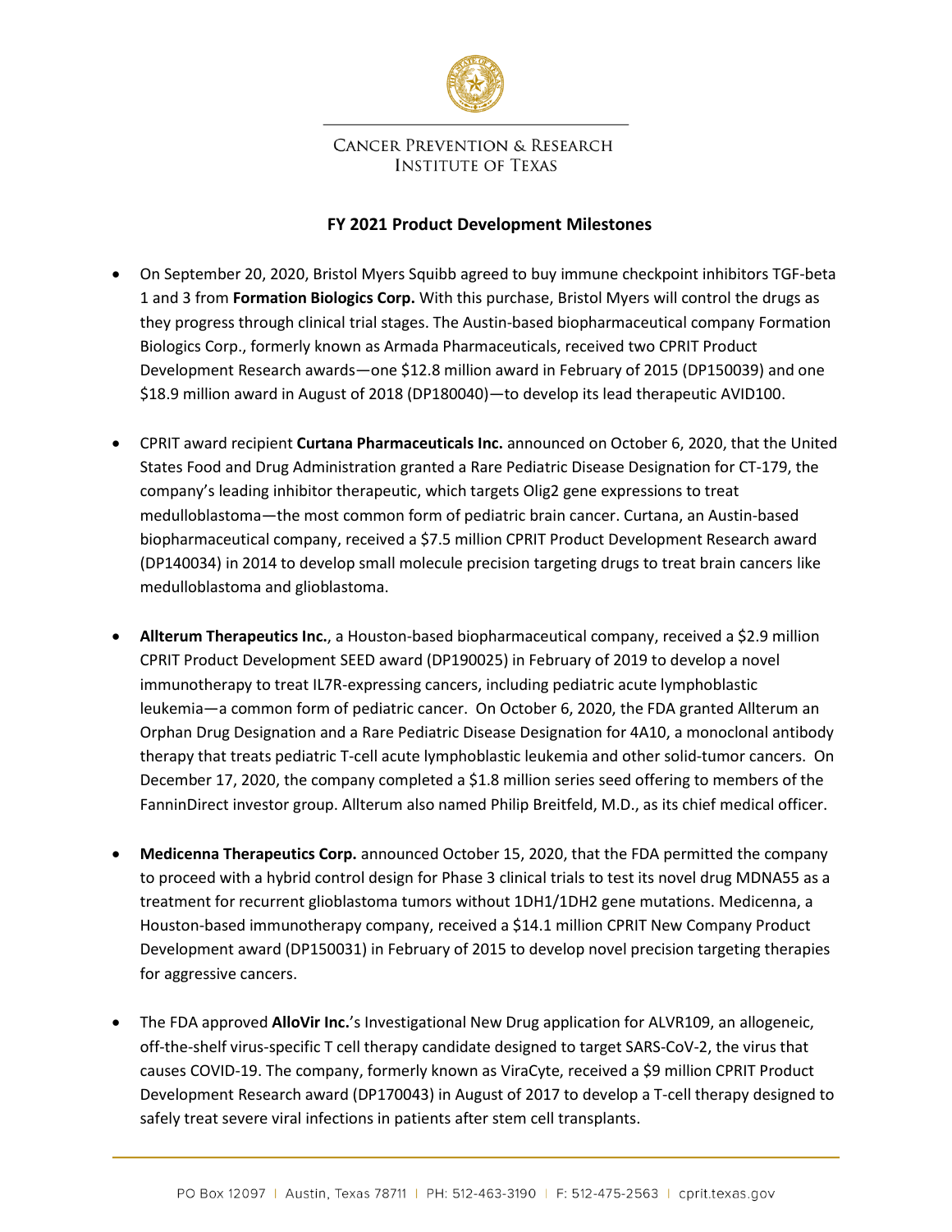Cancer Prevention & Research Institute of Texas

## FY 2021 Product Development Milestones

- On September 20, 2020, Bristol Myers Squibb agreed to buy immune checkpoint inhibitors TGF-beta 1 and 3 from **Formation Biologics Corp.** With this purchase, Bristol Myers will control the drugs as they progress through clinical trial stages. The Austin-based biopharmaceutical company Formation Biologics Corp., formerly known as Armada Pharmaceuticals, received two CPRIT Product Development Research awards—one $12.8 million award in February of 2015 (DP150039) and one $18.9 million award in August of 2018 (DP180040)—to develop its lead therapeutic AVID100.

- CPRIT award recipient **Curtana Pharmaceuticals Inc.** announced on October 6, 2020, that the United States Food and Drug Administration granted a Rare Pediatric Disease Designation for CT-179, the company's leading inhibitor therapeutic, which targets Olig2 gene expressions to treat medulloblastoma—the most common form of pediatric brain cancer. Curtana, an Austin-based biopharmaceutical company, received a $7.5 million CPRIT Product Development Research award (DP140034) in 2014 to develop small molecule precision targeting drugs to treat brain cancers like medulloblastoma and glioblastoma.

- **Allterum Therapeutics Inc.**, a Houston-based biopharmaceutical company, received a $2.9 million CPRIT Product Development SEED award (DP190025) in February of 2019 to develop a novel immunotherapy to treat IL7R-expressing cancers, including pediatric acute lymphoblastic leukemia—a common form of pediatric cancer. On October 6, 2020, the FDA granted Allterum an Orphan Drug Designation and a Rare Pediatric Disease Designation for 4A10, a monoclonal antibody therapy that treats pediatric T-cell acute lymphoblastic leukemia and other solid-tumor cancers. On December 17, 2020, the company completed a $1.8 million series seed offering to members of the FanninDirect investor group. Allterum also named Philip Breitfeld, M.D., as its chief medical officer.

- **Medicenna Therapeutics Corp.** announced October 15, 2020, that the FDA permitted the company to proceed with a hybrid control design for Phase 3 clinical trials to test its novel drug MDNA55 as a treatment for recurrent glioblastoma tumors without 1DH1/1DH2 gene mutations. Medicenna, a Houston-based immunotherapy company, received a $14.1 million CPRIT New Company Product Development award (DP150031) in February of 2015 to develop novel precision targeting therapies for aggressive cancers.

- The FDA approved **AlloVir Inc.**'s Investigational New Drug application for ALVR109, an allogeneic, off-the-shelf virus-specific T cell therapy candidate designed to target SARS-CoV-2, the virus that causes COVID-19. The company, formerly known as ViraCyte, received a $9 million CPRIT Product Development Research award (DP170043) in August of 2017 to develop a T-cell therapy designed to safely treat severe viral infections in patients after stem cell transplants.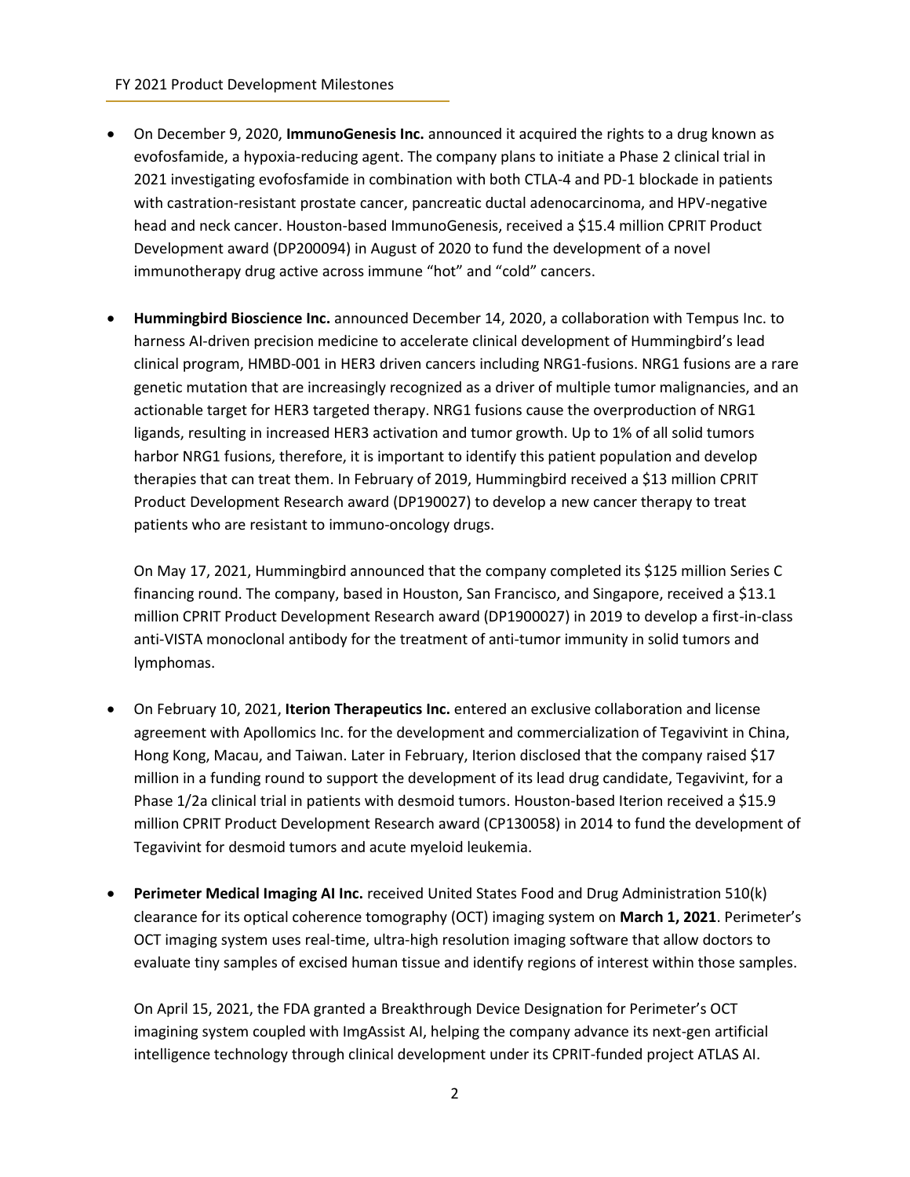## FY 2021 Product Development Milestones

- On December 9, 2020, **ImmunoGenesis Inc.** announced it acquired the rights to a drug known as evofosfamide, a hypoxia-reducing agent. The company plans to initiate a Phase 2 clinical trial in 2021 investigating evofosfamide in combination with both CTLA-4 and PD-1 blockade in patients with castration-resistant prostate cancer, pancreatic ductal adenocarcinoma, and HPV-negative head and neck cancer. Houston-based ImmunoGenesis, received a $15.4 million CPRIT Product Development award (DP200094) in August of 2020 to fund the development of a novel immunotherapy drug active across immune "hot" and "cold" cancers.

- **Hummingbird Bioscience Inc.** announced December 14, 2020, a collaboration with Tempus Inc. to harness AI-driven precision medicine to accelerate clinical development of Hummingbird's lead clinical program, HMBD-001 in HER3 driven cancers including NRG1-fusions. NRG1 fusions are a rare genetic mutation that are increasingly recognized as a driver of multiple tumor malignancies, and an actionable target for HER3 targeted therapy. NRG1 fusions cause the overproduction of NRG1 ligands, resulting in increased HER3 activation and tumor growth. Up to 1% of all solid tumors harbor NRG1 fusions, therefore, it is important to identify this patient population and develop therapies that can treat them. In February of 2019, Hummingbird received a $13 million CPRIT Product Development Research award (DP190027) to develop a new cancer therapy to treat patients who are resistant to immuno-oncology drugs.

  On May 17, 2021, Hummingbird announced that the company completed its $125 million Series C financing round. The company, based in Houston, San Francisco, and Singapore, received a $13.1 million CPRIT Product Development Research award (DP1900027) in 2019 to develop a first-in-class anti-VISTA monoclonal antibody for the treatment of anti-tumor immunity in solid tumors and lymphomas.

- On February 10, 2021, **Iterion Therapeutics Inc.** entered an exclusive collaboration and license agreement with Apollomics Inc. for the development and commercialization of Tegavivint in China, Hong Kong, Macau, and Taiwan. Later in February, Iterion disclosed that the company raised $17 million in a funding round to support the development of its lead drug candidate, Tegavivint, for a Phase 1/2a clinical trial in patients with desmoid tumors. Houston-based Iterion received a $15.9 million CPRIT Product Development Research award (CP130058) in 2014 to fund the development of Tegavivint for desmoid tumors and acute myeloid leukemia.

- **Perimeter Medical Imaging AI Inc.** received United States Food and Drug Administration 510(k) clearance for its optical coherence tomography (OCT) imaging system on **March 1, 2021**. Perimeter's OCT imaging system uses real-time, ultra-high resolution imaging software that allow doctors to evaluate tiny samples of excised human tissue and identify regions of interest within those samples.

  On April 15, 2021, the FDA granted a Breakthrough Device Designation for Perimeter's OCT imagining system coupled with ImgAssist AI, helping the company advance its next-gen artificial intelligence technology through clinical development under its CPRIT-funded project ATLAS AI.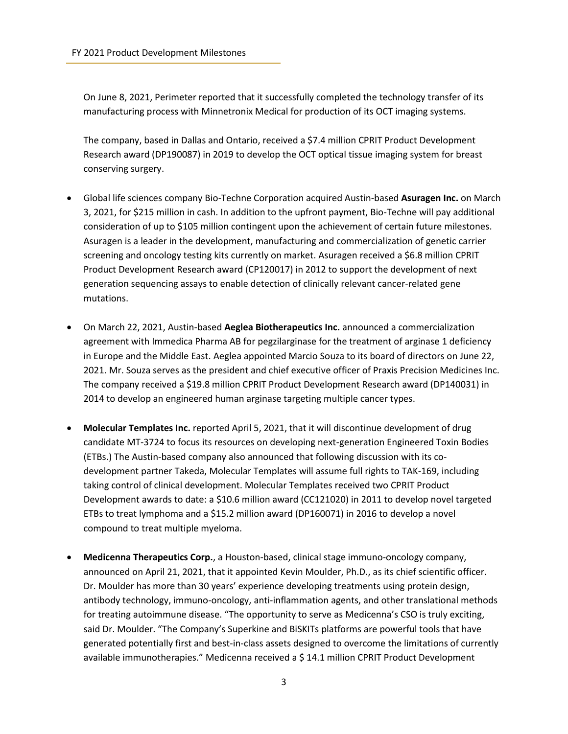On June 8, 2021, Perimeter reported that it successfully completed the technology transfer of its manufacturing process with Minnetronix Medical for production of its OCT imaging systems.

The company, based in Dallas and Ontario, received a $7.4 million CPRIT Product Development Research award (DP190087) in 2019 to develop the OCT optical tissue imaging system for breast conserving surgery.

- Global life sciences company Bio-Techne Corporation acquired Austin-based **Asuragen Inc.** on March 3, 2021, for $215 million in cash. In addition to the upfront payment, Bio-Techne will pay additional consideration of up to $105 million contingent upon the achievement of certain future milestones. Asuragen is a leader in the development, manufacturing and commercialization of genetic carrier screening and oncology testing kits currently on market. Asuragen received a $6.8 million CPRIT Product Development Research award (CP120017) in 2012 to support the development of next generation sequencing assays to enable detection of clinically relevant cancer-related gene mutations.

- On March 22, 2021, Austin-based **Aeglea Biotherapeutics Inc.** announced a commercialization agreement with Immedica Pharma AB for pegzilarginase for the treatment of arginase 1 deficiency in Europe and the Middle East. Aeglea appointed Marcio Souza to its board of directors on June 22, 2021. Mr. Souza serves as the president and chief executive officer of Praxis Precision Medicines Inc. The company received a $19.8 million CPRIT Product Development Research award (DP140031) in 2014 to develop an engineered human arginase targeting multiple cancer types.

- **Molecular Templates Inc.** reported April 5, 2021, that it will discontinue development of drug candidate MT-3724 to focus its resources on developing next-generation Engineered Toxin Bodies (ETBs.) The Austin-based company also announced that following discussion with its co-development partner Takeda, Molecular Templates will assume full rights to TAK-169, including taking control of clinical development. Molecular Templates received two CPRIT Product Development awards to date: a $10.6 million award (CC121020) in 2011 to develop novel targeted ETBs to treat lymphoma and a $15.2 million award (DP160071) in 2016 to develop a novel compound to treat multiple myeloma.

- **Medicenna Therapeutics Corp.**, a Houston-based, clinical stage immuno-oncology company, announced on April 21, 2021, that it appointed Kevin Moulder, Ph.D., as its chief scientific officer. Dr. Moulder has more than 30 years' experience developing treatments using protein design, antibody technology, immuno-oncology, anti-inflammation agents, and other translational methods for treating autoimmune disease. "The opportunity to serve as Medicenna's CSO is truly exciting, said Dr. Moulder. "The Company's Superkine and BiSKITs platforms are powerful tools that have generated potentially first and best-in-class assets designed to overcome the limitations of currently available immunotherapies." Medicenna received a $ 14.1 million CPRIT Product Development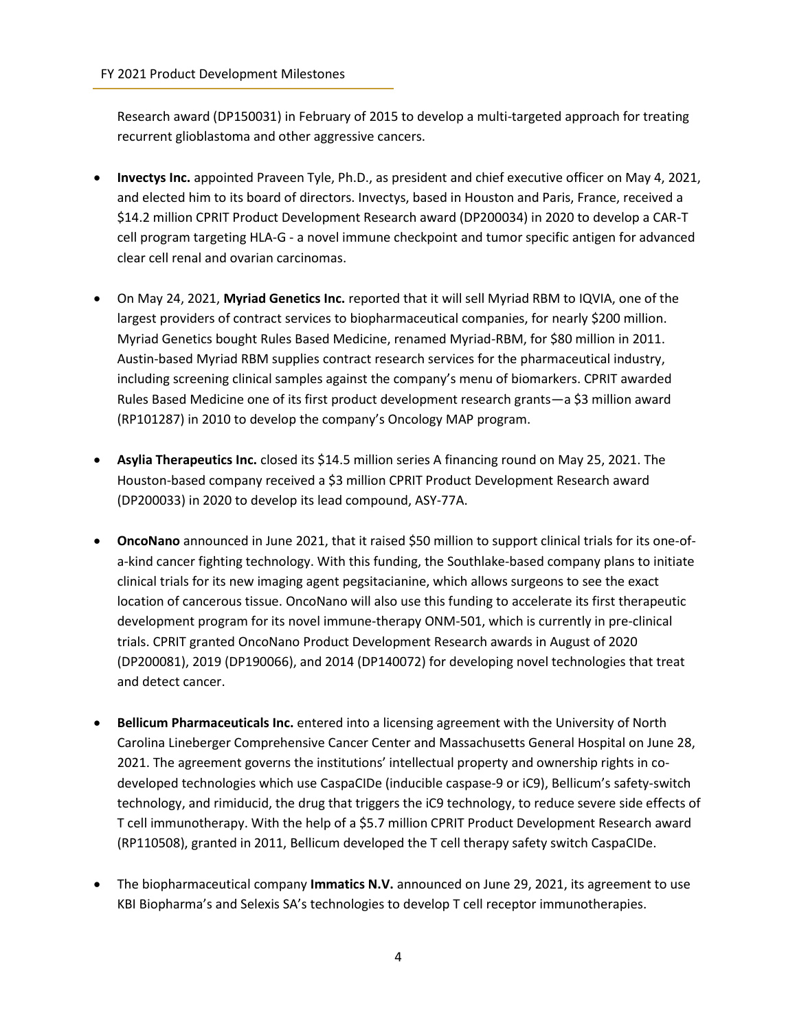Research award (DP150031) in February of 2015 to develop a multi-targeted approach for treating recurrent glioblastoma and other aggressive cancers.

- **Invectys Inc.** appointed Praveen Tyle, Ph.D., as president and chief executive officer on May 4, 2021, and elected him to its board of directors. Invectys, based in Houston and Paris, France, received a $14.2 million CPRIT Product Development Research award (DP200034) in 2020 to develop a CAR-T cell program targeting HLA-G - a novel immune checkpoint and tumor specific antigen for advanced clear cell renal and ovarian carcinomas.

- On May 24, 2021, **Myriad Genetics Inc.** reported that it will sell Myriad RBM to IQVIA, one of the largest providers of contract services to biopharmaceutical companies, for nearly $200 million. Myriad Genetics bought Rules Based Medicine, renamed Myriad-RBM, for $80 million in 2011. Austin-based Myriad RBM supplies contract research services for the pharmaceutical industry, including screening clinical samples against the company's menu of biomarkers. CPRIT awarded Rules Based Medicine one of its first product development research grants—a $3 million award (RP101287) in 2010 to develop the company's Oncology MAP program.

- **Asylia Therapeutics Inc.** closed its $14.5 million series A financing round on May 25, 2021. The Houston-based company received a $3 million CPRIT Product Development Research award (DP200033) in 2020 to develop its lead compound, ASY-77A.

- **OncoNano** announced in June 2021, that it raised $50 million to support clinical trials for its one-of-a-kind cancer fighting technology. With this funding, the Southlake-based company plans to initiate clinical trials for its new imaging agent pegsitacianine, which allows surgeons to see the exact location of cancerous tissue. OncoNano will also use this funding to accelerate its first therapeutic development program for its novel immune-therapy ONM-501, which is currently in pre-clinical trials. CPRIT granted OncoNano Product Development Research awards in August of 2020 (DP200081), 2019 (DP190066), and 2014 (DP140072) for developing novel technologies that treat and detect cancer.

- **Bellicum Pharmaceuticals Inc.** entered into a licensing agreement with the University of North Carolina Lineberger Comprehensive Cancer Center and Massachusetts General Hospital on June 28, 2021. The agreement governs the institutions' intellectual property and ownership rights in co-developed technologies which use CaspaCIDe (inducible caspase-9 or iC9), Bellicum's safety-switch technology, and rimiducid, the drug that triggers the iC9 technology, to reduce severe side effects of T cell immunotherapy. With the help of a $5.7 million CPRIT Product Development Research award (RP110508), granted in 2011, Bellicum developed the T cell therapy safety switch CaspaCIDe.

- The biopharmaceutical company **Immatics N.V.** announced on June 29, 2021, its agreement to use KBI Biopharma's and Selexis SA's technologies to develop T cell receptor immunotherapies.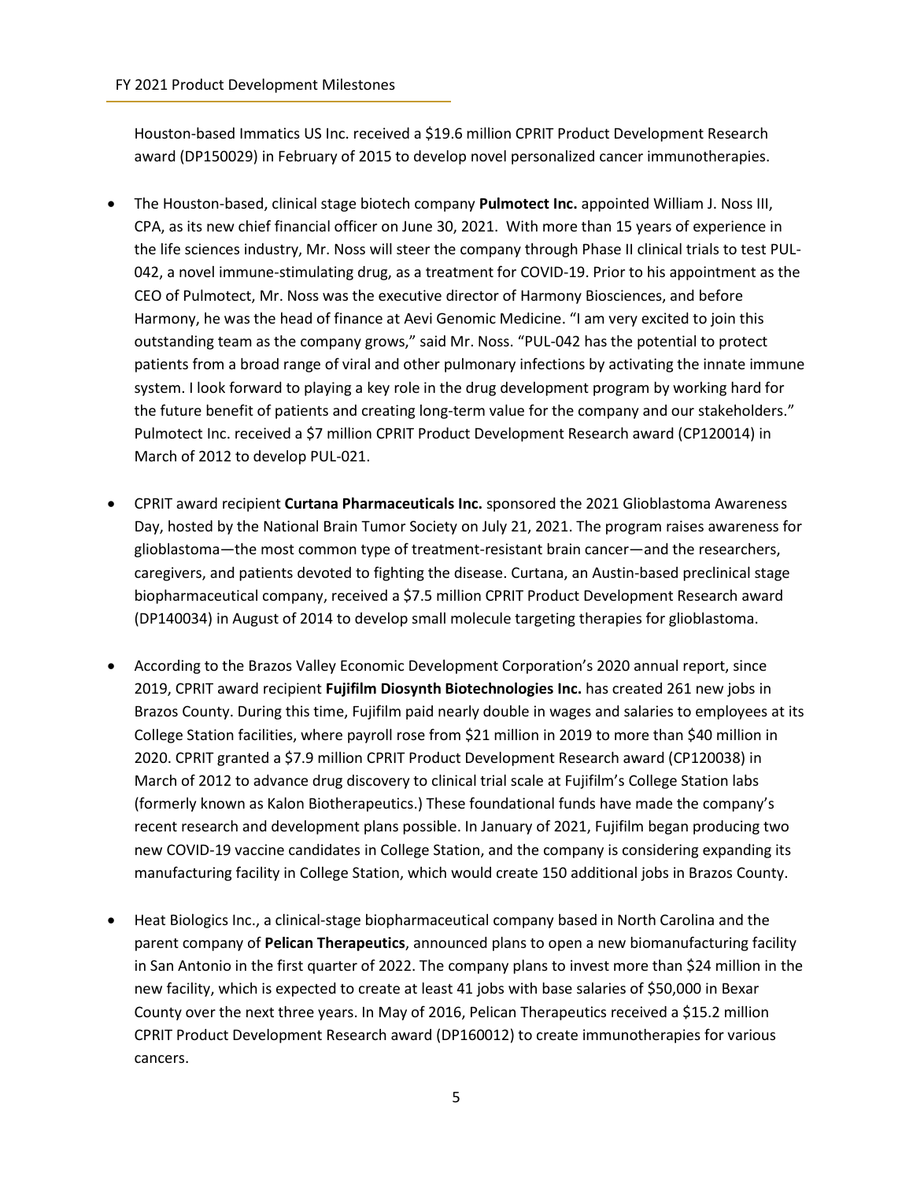Houston-based Immatics US Inc. received a $19.6 million CPRIT Product Development Research award (DP150029) in February of 2015 to develop novel personalized cancer immunotherapies.

- The Houston-based, clinical stage biotech company **Pulmotect Inc.** appointed William J. Noss III, CPA, as its new chief financial officer on June 30, 2021. With more than 15 years of experience in the life sciences industry, Mr. Noss will steer the company through Phase II clinical trials to test PUL-042, a novel immune-stimulating drug, as a treatment for COVID-19. Prior to his appointment as the CEO of Pulmotect, Mr. Noss was the executive director of Harmony Biosciences, and before Harmony, he was the head of finance at Aevi Genomic Medicine. "I am very excited to join this outstanding team as the company grows," said Mr. Noss. "PUL-042 has the potential to protect patients from a broad range of viral and other pulmonary infections by activating the innate immune system. I look forward to playing a key role in the drug development program by working hard for the future benefit of patients and creating long-term value for the company and our stakeholders." Pulmotect Inc. received a $7 million CPRIT Product Development Research award (CP120014) in March of 2012 to develop PUL-021.

- CPRIT award recipient **Curtana Pharmaceuticals Inc.** sponsored the 2021 Glioblastoma Awareness Day, hosted by the National Brain Tumor Society on July 21, 2021. The program raises awareness for glioblastoma—the most common type of treatment-resistant brain cancer—and the researchers, caregivers, and patients devoted to fighting the disease. Curtana, an Austin-based preclinical stage biopharmaceutical company, received a $7.5 million CPRIT Product Development Research award (DP140034) in August of 2014 to develop small molecule targeting therapies for glioblastoma.

- According to the Brazos Valley Economic Development Corporation's 2020 annual report, since 2019, CPRIT award recipient **Fujifilm Diosynth Biotechnologies Inc.** has created 261 new jobs in Brazos County. During this time, Fujifilm paid nearly double in wages and salaries to employees at its College Station facilities, where payroll rose from $21 million in 2019 to more than $40 million in 2020. CPRIT granted a $7.9 million CPRIT Product Development Research award (CP120038) in March of 2012 to advance drug discovery to clinical trial scale at Fujifilm's College Station labs (formerly known as Kalon Biotherapeutics.) These foundational funds have made the company's recent research and development plans possible. In January of 2021, Fujifilm began producing two new COVID-19 vaccine candidates in College Station, and the company is considering expanding its manufacturing facility in College Station, which would create 150 additional jobs in Brazos County.

- Heat Biologics Inc., a clinical-stage biopharmaceutical company based in North Carolina and the parent company of **Pelican Therapeutics**, announced plans to open a new biomanufacturing facility in San Antonio in the first quarter of 2022. The company plans to invest more than $24 million in the new facility, which is expected to create at least 41 jobs with base salaries of $50,000 in Bexar County over the next three years. In May of 2016, Pelican Therapeutics received a $15.2 million CPRIT Product Development Research award (DP160012) to create immunotherapies for various cancers.